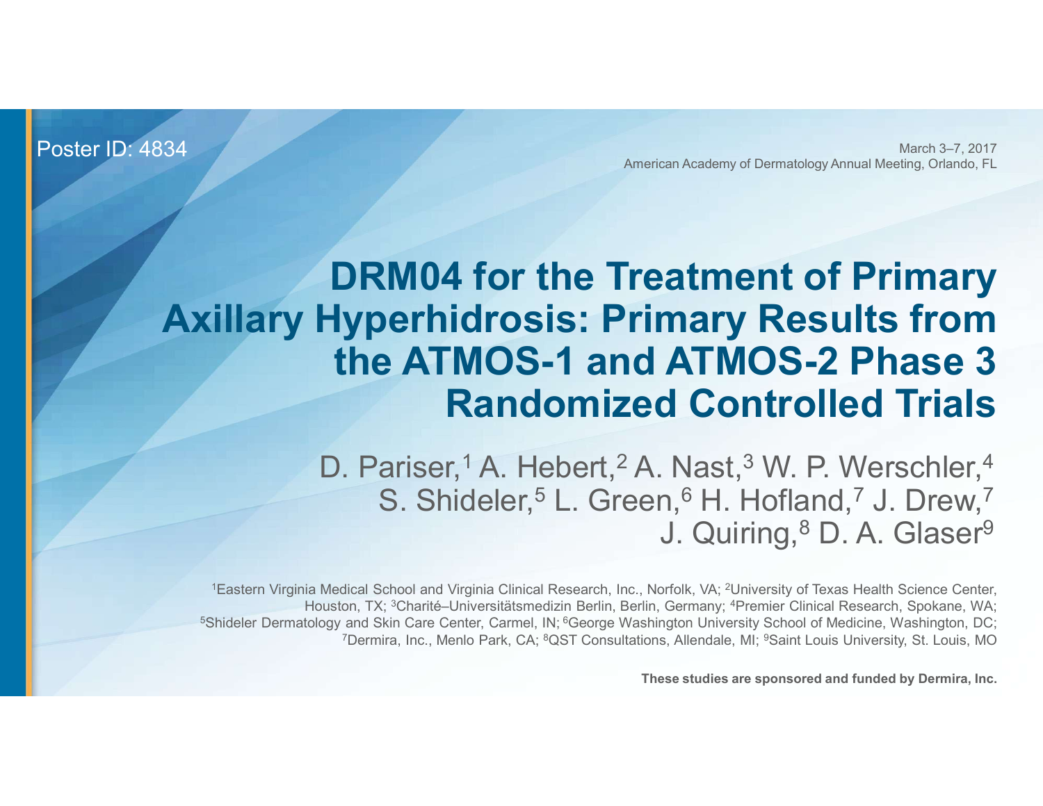Poster ID: 4834

March 3–7, 2017
American Academy of Dermatology Annual Meeting, Orlando, FL

# DRM04 for the Treatment of Primary Axillary Hyperhidrosis: Primary Results from the ATMOS-1 and ATMOS-2 Phase 3 Randomized Controlled Trials

D. Pariser,[1] A. Hebert,[2] A. Nast,[3] W. P. Werschler,[4] S. Shideler,[5] L. Green,[6] H. Hofland,[7] J. Drew,[7] J. Quiring,[8] D. A. Glaser[9]

[1]Eastern Virginia Medical School and Virginia Clinical Research, Inc., Norfolk, VA; [2]University of Texas Health Science Center, Houston, TX; [3]Charité–Universitätsmedizin Berlin, Berlin, Germany; [4]Premier Clinical Research, Spokane, WA; [5]Shideler Dermatology and Skin Care Center, Carmel, IN; [6]George Washington University School of Medicine, Washington, DC; [7]Dermira, Inc., Menlo Park, CA; [8]QST Consultations, Allendale, MI; [9]Saint Louis University, St. Louis, MO

**These studies are sponsored and funded by Dermira, Inc.**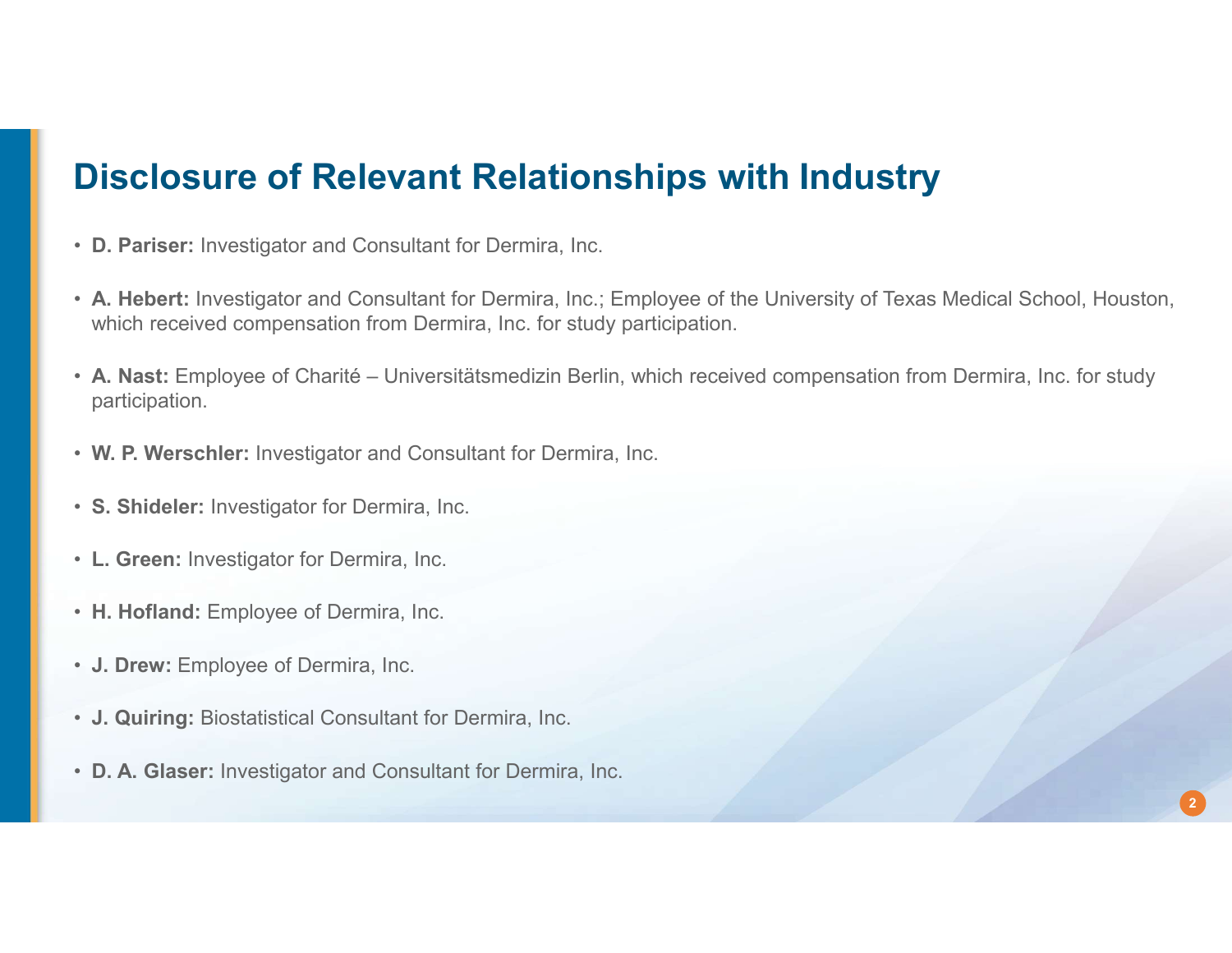# Disclosure of Relevant Relationships with Industry

- **D. Pariser:** Investigator and Consultant for Dermira, Inc.
- **A. Hebert:** Investigator and Consultant for Dermira, Inc.; Employee of the University of Texas Medical School, Houston, which received compensation from Dermira, Inc. for study participation.
- **A. Nast:** Employee of Charité – Universitätsmedizin Berlin, which received compensation from Dermira, Inc. for study participation.
- **W. P. Werschler:** Investigator and Consultant for Dermira, Inc.
- **S. Shideler:** Investigator for Dermira, Inc.
- **L. Green:** Investigator for Dermira, Inc.
- **H. Hofland:** Employee of Dermira, Inc.
- **J. Drew:** Employee of Dermira, Inc.
- **J. Quiring:** Biostatistical Consultant for Dermira, Inc.
- **D. A. Glaser:** Investigator and Consultant for Dermira, Inc.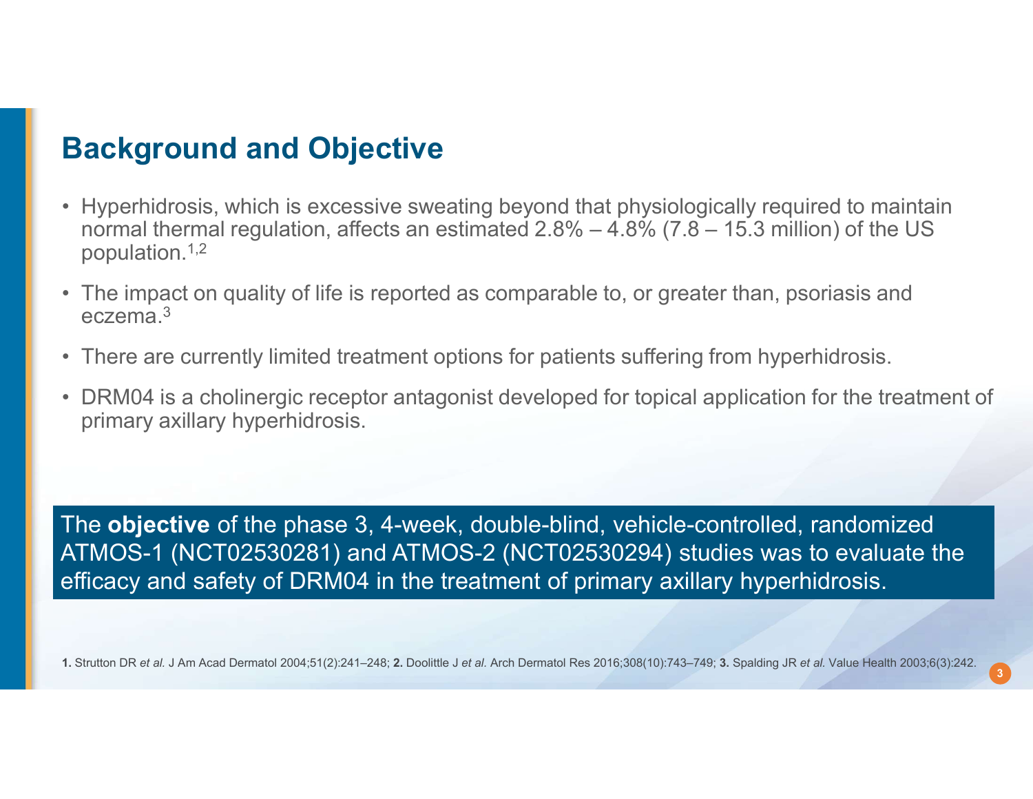## Background and Objective

- Hyperhidrosis, which is excessive sweating beyond that physiologically required to maintain normal thermal regulation, affects an estimated 2.8% – 4.8% (7.8 – 15.3 million) of the US population.[1,2]
- The impact on quality of life is reported as comparable to, or greater than, psoriasis and eczema.[3]
- There are currently limited treatment options for patients suffering from hyperhidrosis.
- DRM04 is a cholinergic receptor antagonist developed for topical application for the treatment of primary axillary hyperhidrosis.

The **objective** of the phase 3, 4-week, double-blind, vehicle-controlled, randomized ATMOS-1 (NCT02530281) and ATMOS-2 (NCT02530294) studies was to evaluate the efficacy and safety of DRM04 in the treatment of primary axillary hyperhidrosis.

**1.** Strutton DR *et al.* J Am Acad Dermatol 2004;51(2):241–248; **2.** Doolittle J *et al.* Arch Dermatol Res 2016;308(10):743–749; **3.** Spalding JR *et al.* Value Health 2003;6(3):242.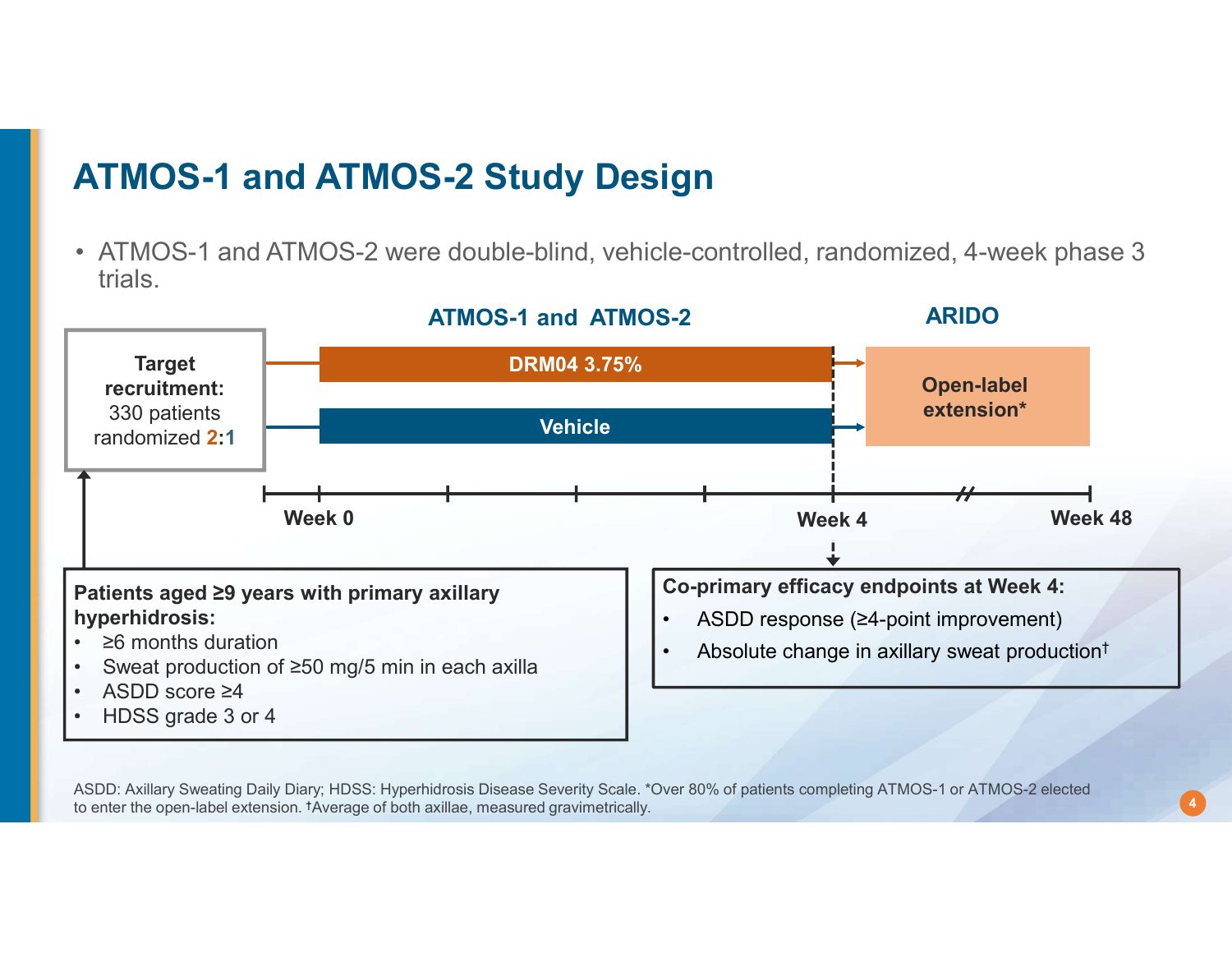# ATMOS-1 and ATMOS-2 Study Design

- ATMOS-1 and ATMOS-2 were double-blind, vehicle-controlled, randomized, 4-week phase 3 trials.

**ATMOS-1 and ATMOS-2**

**ARIDO**

**Target recruitment:** 330 patients randomized **2**:**1**

**DRM04 3.75%**

**Vehicle**

**Open-label extension***

**Week 0** | **Week 4** | **Week 48**

**Patients aged ≥9 years with primary axillary hyperhidrosis:**

- ≥6 months duration
- Sweat production of ≥50 mg/5 min in each axilla
- ASDD score ≥4
- HDSS grade 3 or 4

**Co-primary efficacy endpoints at Week 4:**

- ASDD response (≥4-point improvement)
- Absolute change in axillary sweat production†

ASDD: Axillary Sweating Daily Diary; HDSS: Hyperhidrosis Disease Severity Scale. *Over 80% of patients completing ATMOS-1 or ATMOS-2 elected to enter the open-label extension. †Average of both axillae, measured gravimetrically.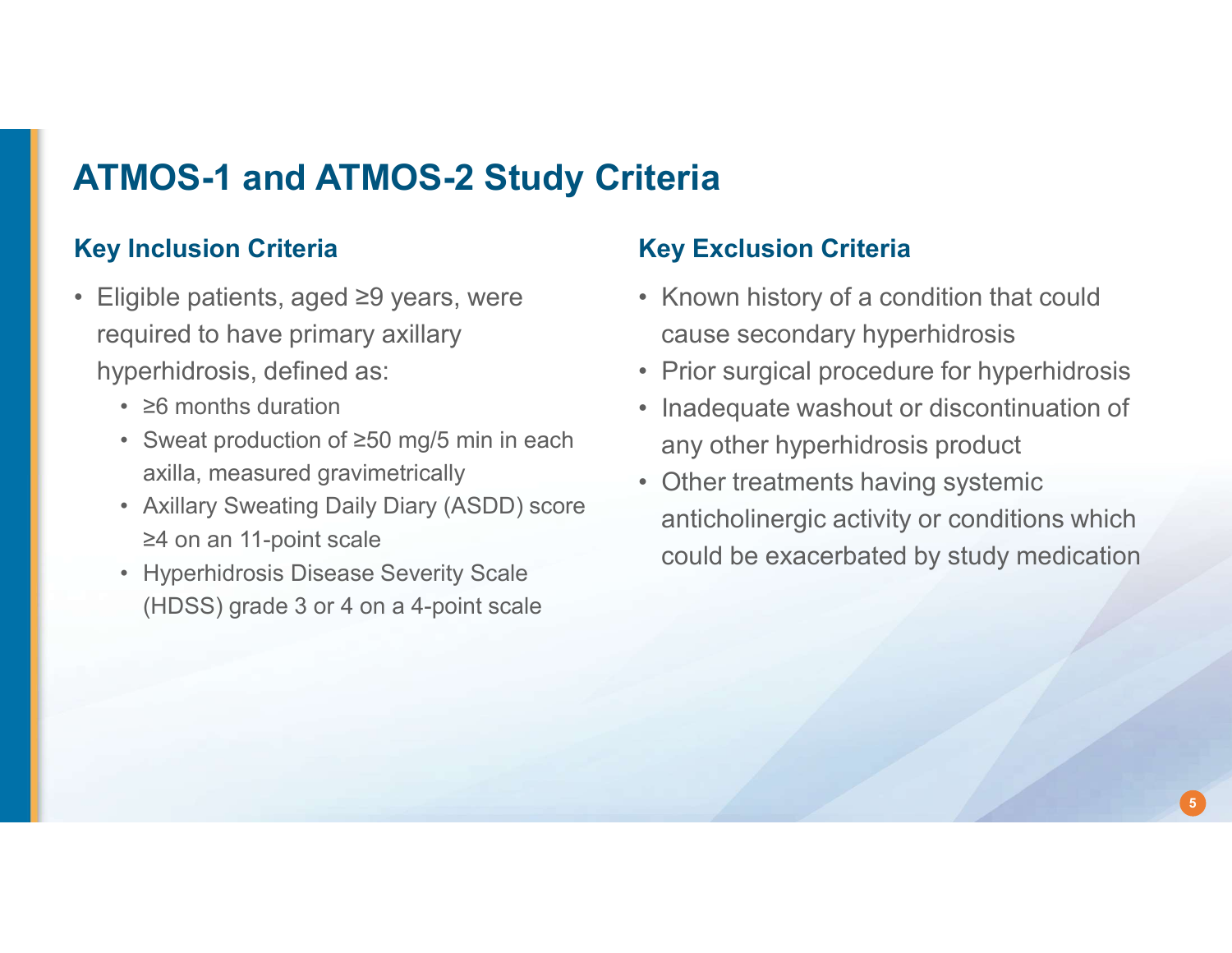# ATMOS-1 and ATMOS-2 Study Criteria

## Key Inclusion Criteria

- Eligible patients, aged ≥9 years, were required to have primary axillary hyperhidrosis, defined as:
  - ≥6 months duration
  - Sweat production of ≥50 mg/5 min in each axilla, measured gravimetrically
  - Axillary Sweating Daily Diary (ASDD) score ≥4 on an 11-point scale
  - Hyperhidrosis Disease Severity Scale (HDSS) grade 3 or 4 on a 4-point scale

## Key Exclusion Criteria

- Known history of a condition that could cause secondary hyperhidrosis
- Prior surgical procedure for hyperhidrosis
- Inadequate washout or discontinuation of any other hyperhidrosis product
- Other treatments having systemic anticholinergic activity or conditions which could be exacerbated by study medication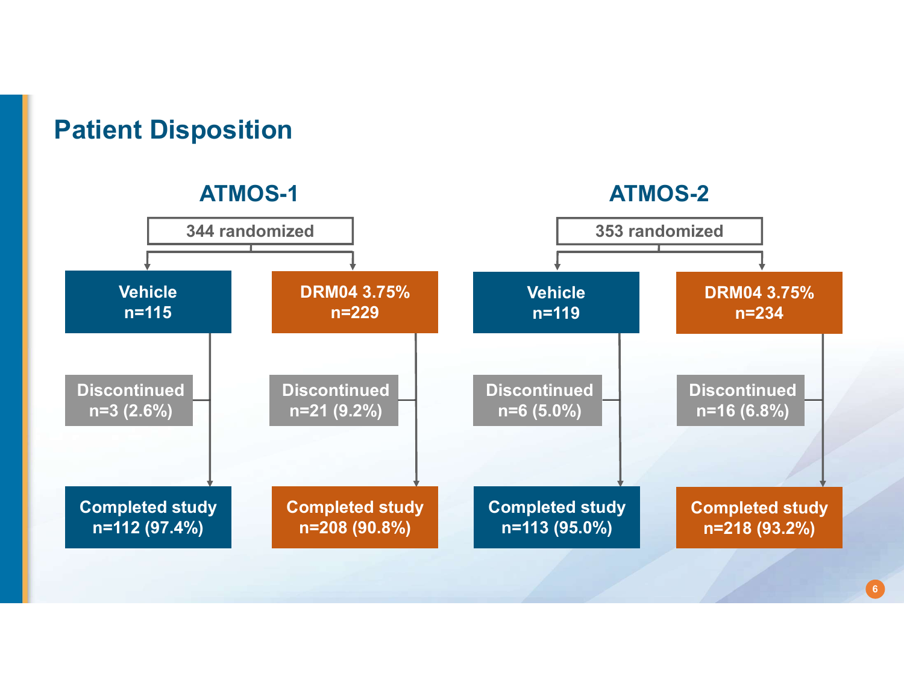# Patient Disposition

## ATMOS-1

344 randomized

- **Vehicle** n=115
  - Discontinued n=3 (2.6%)
  - Completed study n=112 (97.4%)
- **DRM04 3.75%** n=229
  - Discontinued n=21 (9.2%)
  - Completed study n=208 (90.8%)

## ATMOS-2

353 randomized

- **Vehicle** n=119
  - Discontinued n=6 (5.0%)
  - Completed study n=113 (95.0%)
- **DRM04 3.75%** n=234
  - Discontinued n=16 (6.8%)
  - Completed study n=218 (93.2%)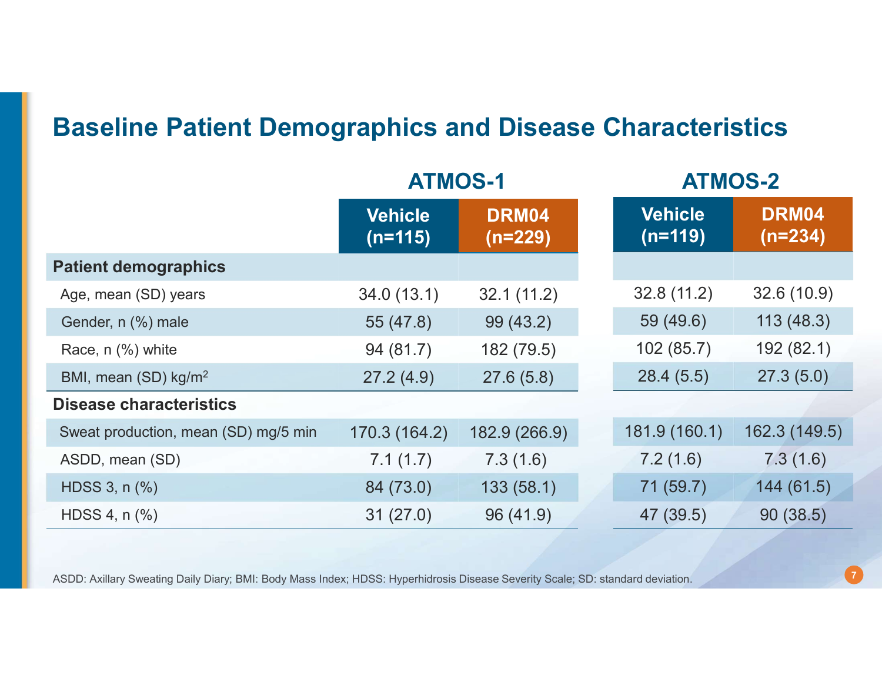# Baseline Patient Demographics and Disease Characteristics

| | ATMOS-1 | | ATMOS-2 | |
|---|---|---|---|---|
| | Vehicle (n=115) | DRM04 (n=229) | Vehicle (n=119) | DRM04 (n=234) |
| **Patient demographics** | | | | |
| Age, mean (SD) years | 34.0 (13.1) | 32.1 (11.2) | 32.8 (11.2) | 32.6 (10.9) |
| Gender, n (%) male | 55 (47.8) | 99 (43.2) | 59 (49.6) | 113 (48.3) |
| Race, n (%) white | 94 (81.7) | 182 (79.5) | 102 (85.7) | 192 (82.1) |
| BMI, mean (SD) kg/$m^2$ | 27.2 (4.9) | 27.6 (5.8) | 28.4 (5.5) | 27.3 (5.0) |
| **Disease characteristics** | | | | |
| Sweat production, mean (SD) mg/5 min | 170.3 (164.2) | 182.9 (266.9) | 181.9 (160.1) | 162.3 (149.5) |
| ASDD, mean (SD) | 7.1 (1.7) | 7.3 (1.6) | 7.2 (1.6) | 7.3 (1.6) |
| HDSS 3, n (%) | 84 (73.0) | 133 (58.1) | 71 (59.7) | 144 (61.5) |
| HDSS 4, n (%) | 31 (27.0) | 96 (41.9) | 47 (39.5) | 90 (38.5) |

ASDD: Axillary Sweating Daily Diary; BMI: Body Mass Index; HDSS: Hyperhidrosis Disease Severity Scale; SD: standard deviation.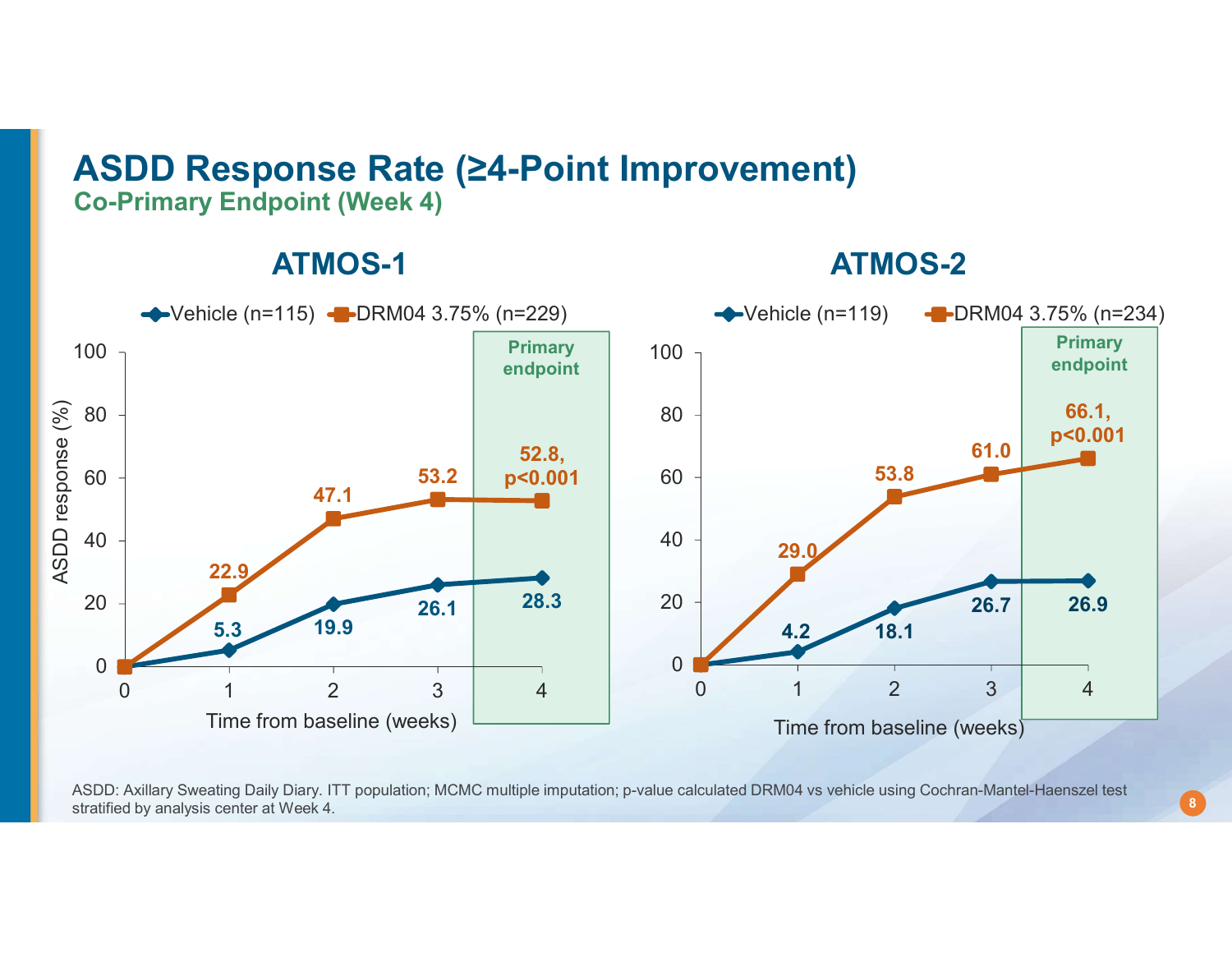# ASDD Response Rate (≥4-Point Improvement)

## Co-Primary Endpoint (Week 4)

### ATMOS-1

Vehicle (n=115) | DRM04 3.75% (n=229)

| Time from baseline (weeks) | 0 | 1 | 2 | 3 | 4 (Primary endpoint) |
|---|---|---|---|---|---|
| Vehicle (n=115) | 0 | 5.3 | 19.9 | 26.1 | 28.3 |
| DRM04 3.75% (n=229) | 0 | 22.9 | 47.1 | 53.2 | 52.8, $p<0.001$ |

### ATMOS-2

Vehicle (n=119) | DRM04 3.75% (n=234)

| Time from baseline (weeks) | 0 | 1 | 2 | 3 | 4 (Primary endpoint) |
|---|---|---|---|---|---|
| Vehicle (n=119) | 0 | 4.2 | 18.1 | 26.7 | 26.9 |
| DRM04 3.75% (n=234) | 0 | 29.0 | 53.8 | 61.0 | 66.1, $p<0.001$ |

ASDD response (%)

ASDD: Axillary Sweating Daily Diary. ITT population; MCMC multiple imputation; p-value calculated DRM04 vs vehicle using Cochran-Mantel-Haenszel test stratified by analysis center at Week 4.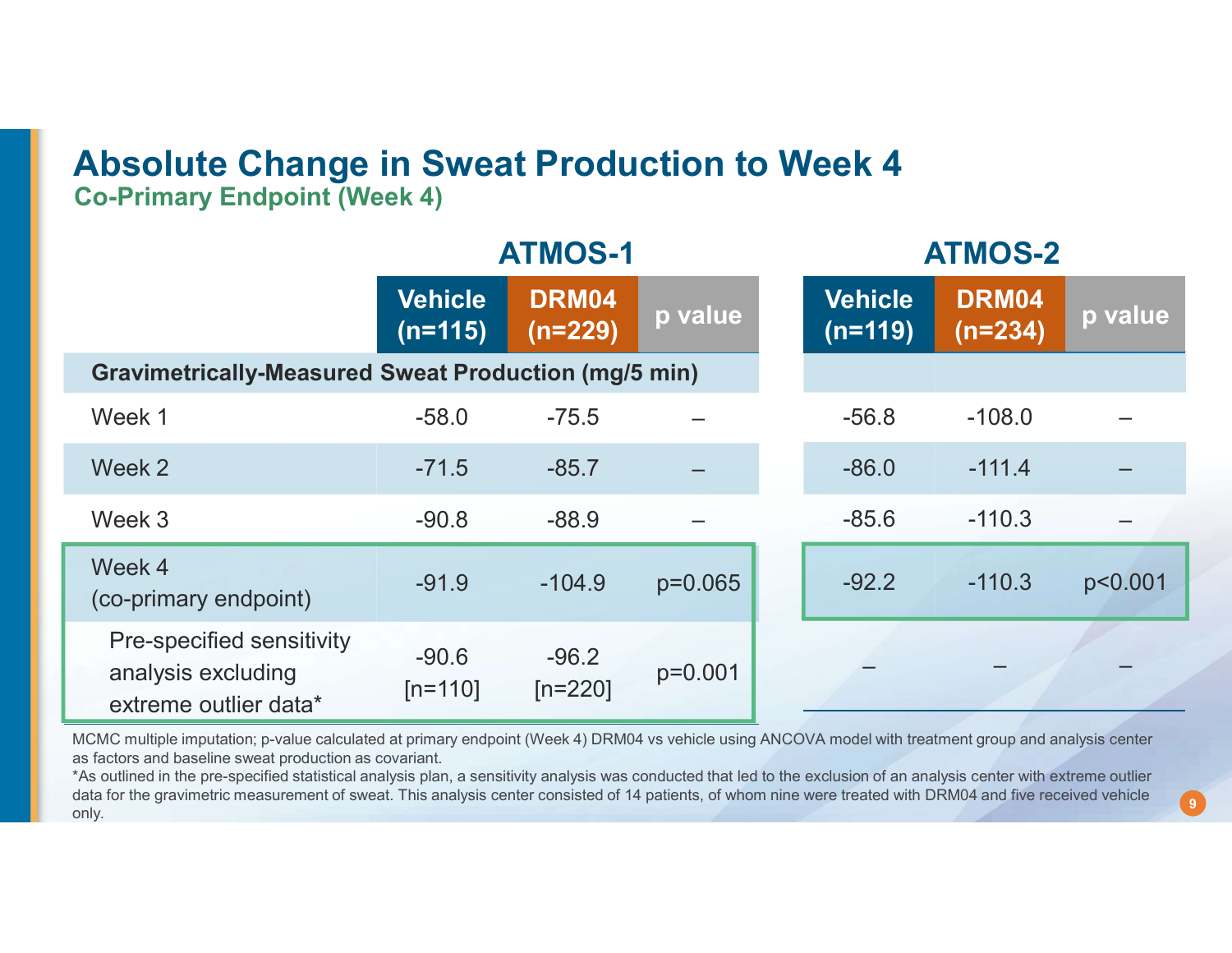# Absolute Change in Sweat Production to Week 4

## Co-Primary Endpoint (Week 4)

| | ATMOS-1 | | | ATMOS-2 | | |
|---|---|---|---|---|---|---|
| | Vehicle (n=115) | DRM04 (n=229) | p value | Vehicle (n=119) | DRM04 (n=234) | p value |
| **Gravimetrically-Measured Sweat Production (mg/5 min)** | | | | | | |
| Week 1 | -58.0 | -75.5 | – | -56.8 | -108.0 | – |
| Week 2 | -71.5 | -85.7 | – | -86.0 | -111.4 | – |
| Week 3 | -90.8 | -88.9 | – | -85.6 | -110.3 | – |
| Week 4 (co-primary endpoint) | -91.9 | -104.9 | p=0.065 | -92.2 | -110.3 | p<0.001 |
| Pre-specified sensitivity analysis excluding extreme outlier data* | -90.6 [n=110] | -96.2 [n=220] | p=0.001 | – | – | – |

MCMC multiple imputation; p-value calculated at primary endpoint (Week 4) DRM04 vs vehicle using ANCOVA model with treatment group and analysis center as factors and baseline sweat production as covariant.

*As outlined in the pre-specified statistical analysis plan, a sensitivity analysis was conducted that led to the exclusion of an analysis center with extreme outlier data for the gravimetric measurement of sweat. This analysis center consisted of 14 patients, of whom nine were treated with DRM04 and five received vehicle only.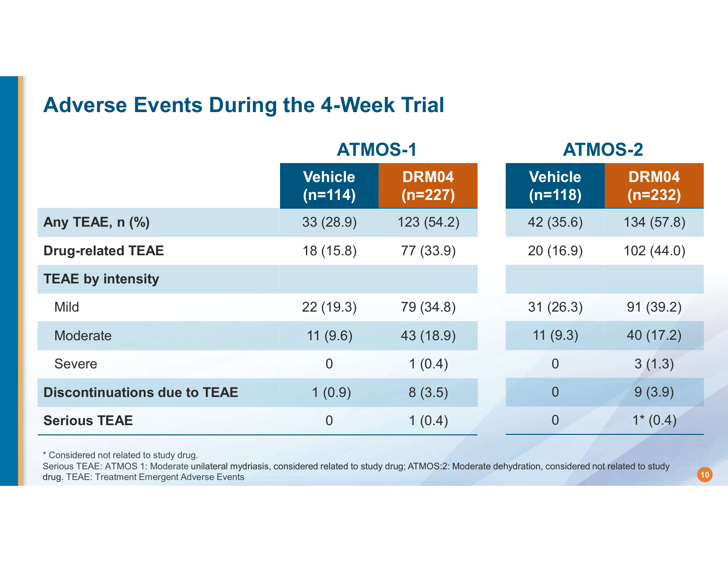# Adverse Events During the 4-Week Trial

| | ATMOS-1 | | ATMOS-2 | |
|---|---|---|---|---|
| | Vehicle (n=114) | DRM04 (n=227) | Vehicle (n=118) | DRM04 (n=232) |
| **Any TEAE, n (%)** | 33 (28.9) | 123 (54.2) | 42 (35.6) | 134 (57.8) |
| **Drug-related TEAE** | 18 (15.8) | 77 (33.9) | 20 (16.9) | 102 (44.0) |
| **TEAE by intensity** | | | | |
| Mild | 22 (19.3) | 79 (34.8) | 31 (26.3) | 91 (39.2) |
| Moderate | 11 (9.6) | 43 (18.9) | 11 (9.3) | 40 (17.2) |
| Severe | 0 | 1 (0.4) | 0 | 3 (1.3) |
| **Discontinuations due to TEAE** | 1 (0.9) | 8 (3.5) | 0 | 9 (3.9) |
| **Serious TEAE** | 0 | 1 (0.4) | 0 | 1* (0.4) |

\* Considered not related to study drug.

Serious TEAE: ATMOS 1: Moderate unilateral mydriasis, considered related to study drug; ATMOS:2: Moderate dehydration, considered not related to study drug. TEAE: Treatment Emergent Adverse Events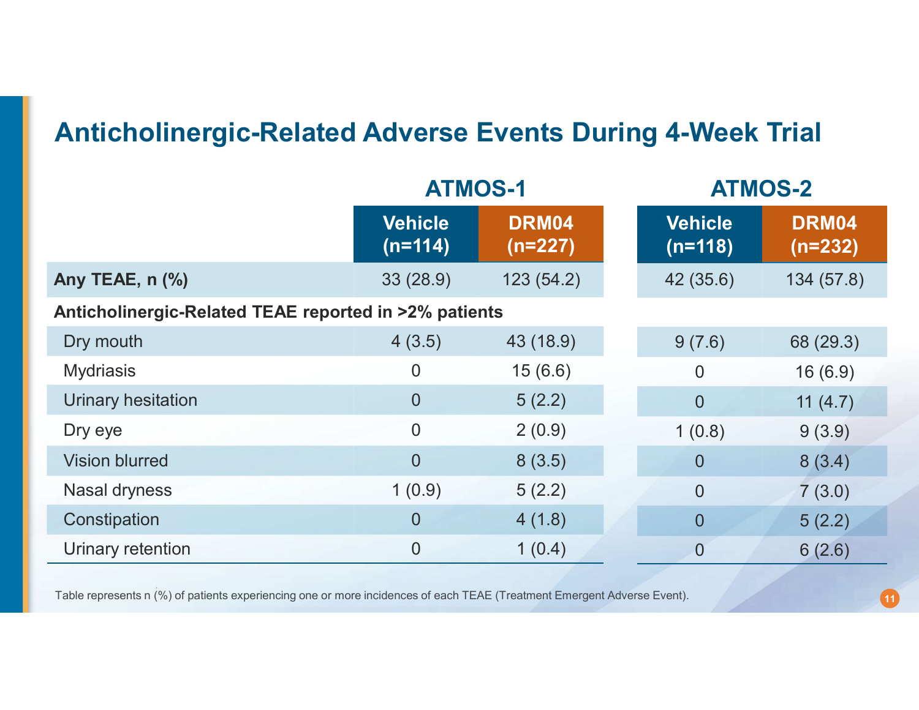# Anticholinergic-Related Adverse Events During 4-Week Trial

| | ATMOS-1 | | ATMOS-2 | |
|---|---|---|---|---|
| | Vehicle (n=114) | DRM04 (n=227) | Vehicle (n=118) | DRM04 (n=232) |
| **Any TEAE, n (%)** | 33 (28.9) | 123 (54.2) | 42 (35.6) | 134 (57.8) |
| **Anticholinergic-Related TEAE reported in >2% patients** | | | | |
| Dry mouth | 4 (3.5) | 43 (18.9) | 9 (7.6) | 68 (29.3) |
| Mydriasis | 0 | 15 (6.6) | 0 | 16 (6.9) |
| Urinary hesitation | 0 | 5 (2.2) | 0 | 11 (4.7) |
| Dry eye | 0 | 2 (0.9) | 1 (0.8) | 9 (3.9) |
| Vision blurred | 0 | 8 (3.5) | 0 | 8 (3.4) |
| Nasal dryness | 1 (0.9) | 5 (2.2) | 0 | 7 (3.0) |
| Constipation | 0 | 4 (1.8) | 0 | 5 (2.2) |
| Urinary retention | 0 | 1 (0.4) | 0 | 6 (2.6) |

Table represents n (%) of patients experiencing one or more incidences of each TEAE (Treatment Emergent Adverse Event).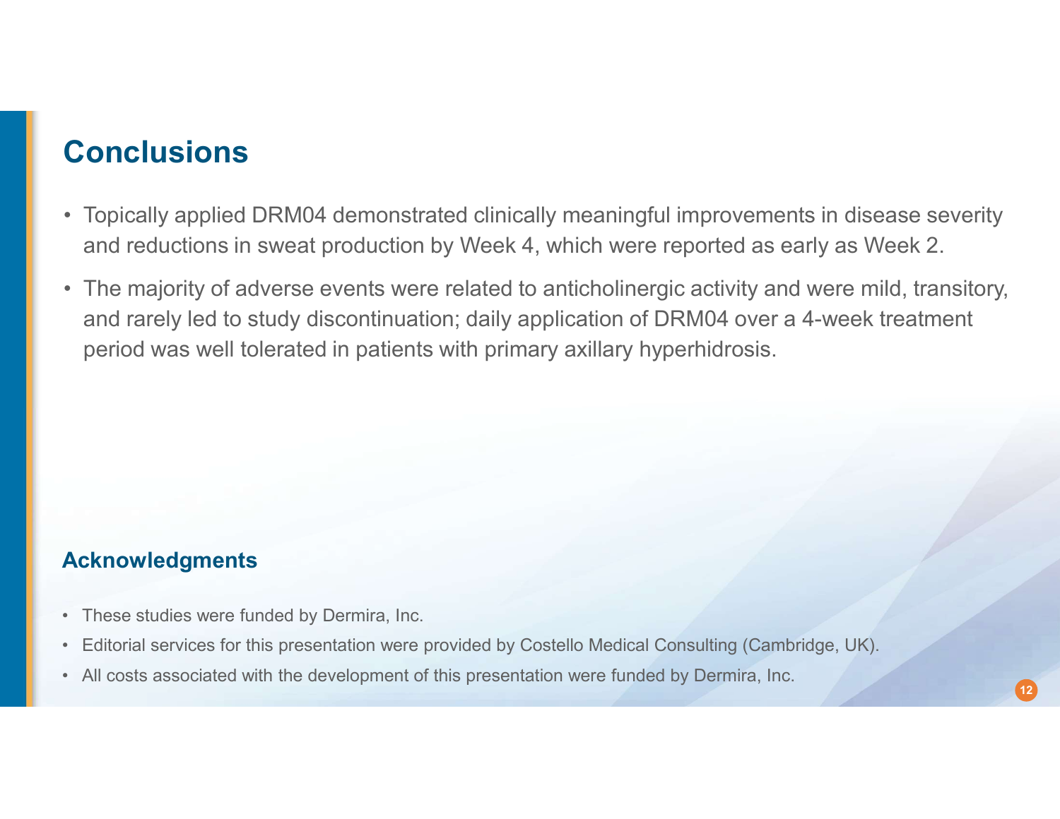# Conclusions

- Topically applied DRM04 demonstrated clinically meaningful improvements in disease severity and reductions in sweat production by Week 4, which were reported as early as Week 2.
- The majority of adverse events were related to anticholinergic activity and were mild, transitory, and rarely led to study discontinuation; daily application of DRM04 over a 4-week treatment period was well tolerated in patients with primary axillary hyperhidrosis.

## Acknowledgments

- These studies were funded by Dermira, Inc.
- Editorial services for this presentation were provided by Costello Medical Consulting (Cambridge, UK).
- All costs associated with the development of this presentation were funded by Dermira, Inc.